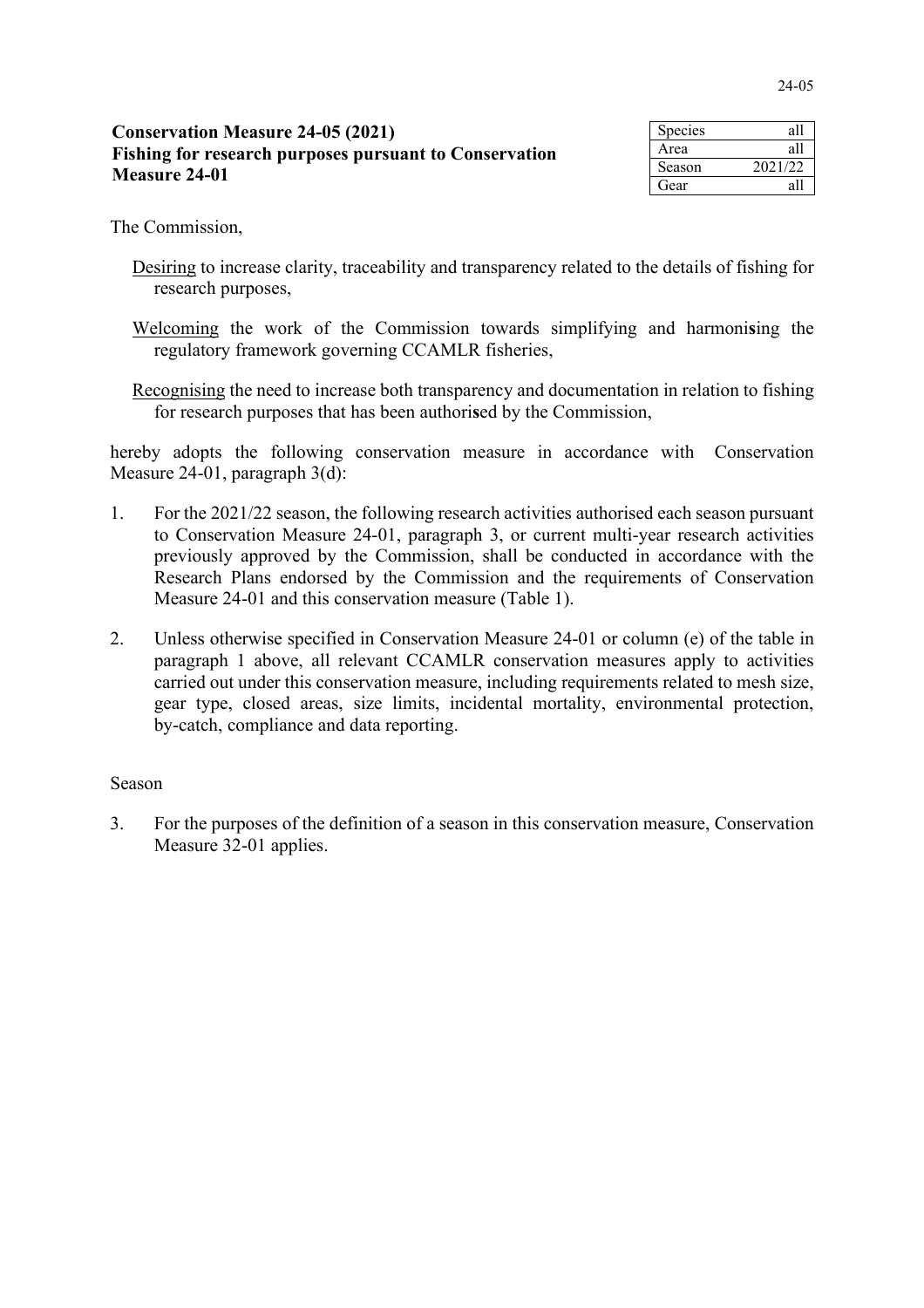# Conservation Measure 24-05 (2021)
# Fishing for research purposes pursuant to Conservation Measure 24-01

| Species | all |
|---|---|
| Area | all |
| Season | 2021/22 |
| Gear | all |

The Commission,

Desiring to increase clarity, traceability and transparency related to the details of fishing for research purposes,

Welcoming the work of the Commission towards simplifying and harmonising the regulatory framework governing CCAMLR fisheries,

Recognising the need to increase both transparency and documentation in relation to fishing for research purposes that has been authorised by the Commission,

hereby adopts the following conservation measure in accordance with Conservation Measure 24-01, paragraph 3(d):

1. For the 2021/22 season, the following research activities authorised each season pursuant to Conservation Measure 24-01, paragraph 3, or current multi-year research activities previously approved by the Commission, shall be conducted in accordance with the Research Plans endorsed by the Commission and the requirements of Conservation Measure 24-01 and this conservation measure (Table 1).

2. Unless otherwise specified in Conservation Measure 24-01 or column (e) of the table in paragraph 1 above, all relevant CCAMLR conservation measures apply to activities carried out under this conservation measure, including requirements related to mesh size, gear type, closed areas, size limits, incidental mortality, environmental protection, by-catch, compliance and data reporting.

Season

3. For the purposes of the definition of a season in this conservation measure, Conservation Measure 32-01 applies.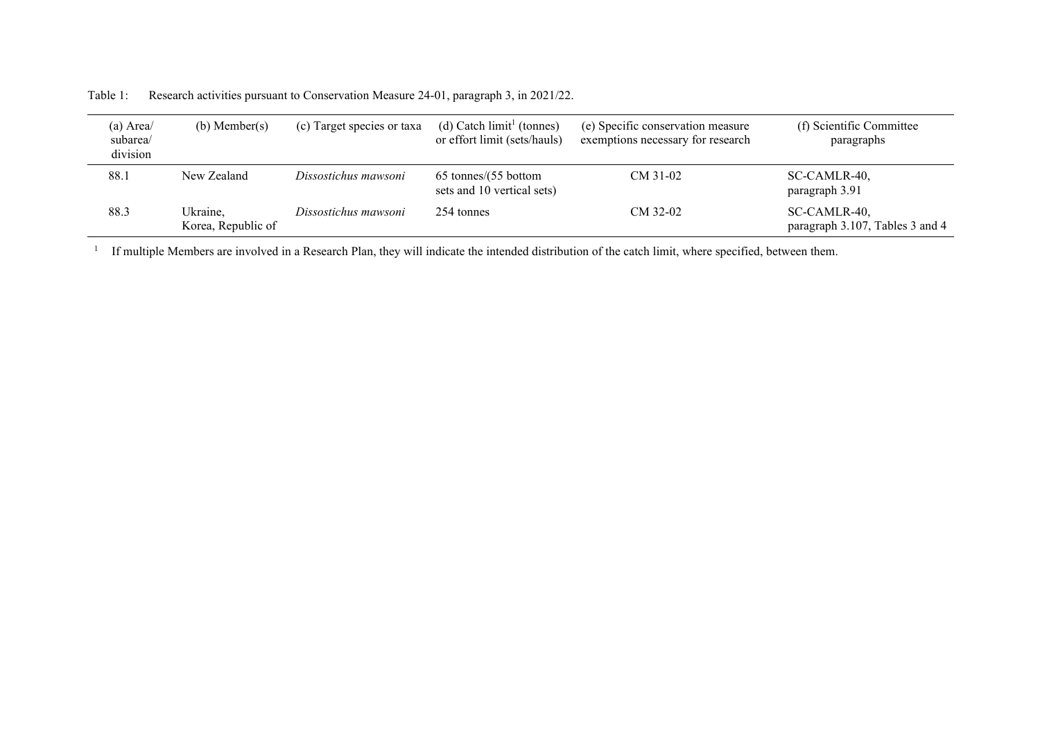Table 1: Research activities pursuant to Conservation Measure 24-01, paragraph 3, in 2021/22.

| (a) Area/ subarea/ division | (b) Member(s) | (c) Target species or taxa | (d) Catch limit[1] (tonnes) or effort limit (sets/hauls) | (e) Specific conservation measure exemptions necessary for research | (f) Scientific Committee paragraphs |
|---|---|---|---|---|---|
| 88.1 | New Zealand | *Dissostichus mawsoni* | 65 tonnes/(55 bottom sets and 10 vertical sets) | CM 31-02 | SC-CAMLR-40, paragraph 3.91 |
| 88.3 | Ukraine, Korea, Republic of | *Dissostichus mawsoni* | 254 tonnes | CM 32-02 | SC-CAMLR-40, paragraph 3.107, Tables 3 and 4 |

[1] If multiple Members are involved in a Research Plan, they will indicate the intended distribution of the catch limit, where specified, between them.